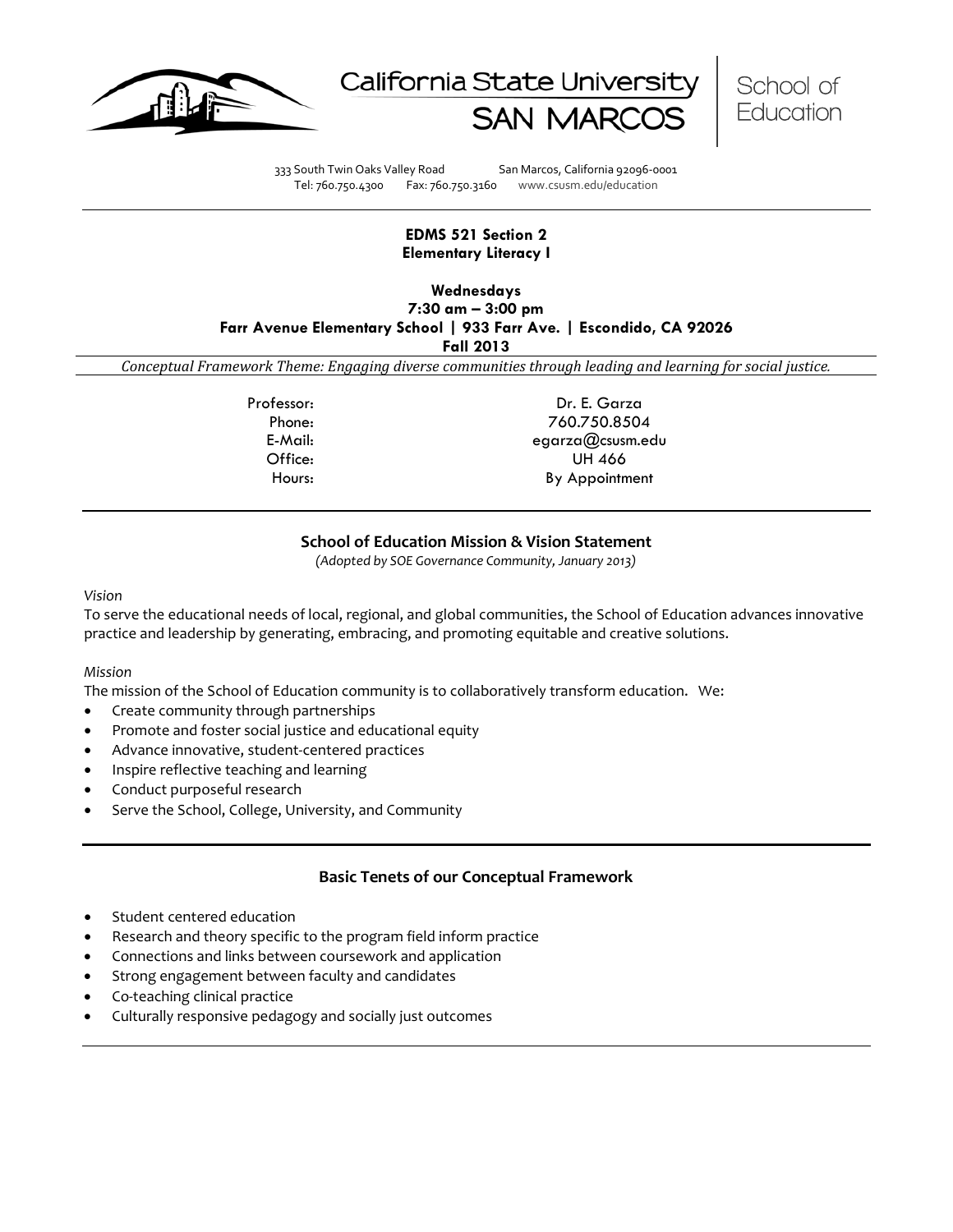California State University SAN MARCOS | School of Education

333 South Twin Oaks Valley Road San Marcos, California 92096-0001
Tel: 760.750.4300 Fax: 760.750.3160 www.csusm.edu/education

# EDMS 521 Section 2
## Elementary Literacy I

**Wednesdays**
**7:30 am – 3:00 pm**
**Farr Avenue Elementary School | 933 Farr Ave. | Escondido, CA 92026**
**Fall 2013**

*Conceptual Framework Theme: Engaging diverse communities through leading and learning for social justice.*

| | |
|---|---|
| Professor: | Dr. E. Garza |
| Phone: | 760.750.8504 |
| E-Mail: | egarza@csusm.edu |
| Office: | UH 466 |
| Hours: | By Appointment |

## School of Education Mission & Vision Statement

*(Adopted by SOE Governance Community, January 2013)*

*Vision*

To serve the educational needs of local, regional, and global communities, the School of Education advances innovative practice and leadership by generating, embracing, and promoting equitable and creative solutions.

*Mission*

The mission of the School of Education community is to collaboratively transform education. We:

- Create community through partnerships
- Promote and foster social justice and educational equity
- Advance innovative, student-centered practices
- Inspire reflective teaching and learning
- Conduct purposeful research
- Serve the School, College, University, and Community

## Basic Tenets of our Conceptual Framework

- Student centered education
- Research and theory specific to the program field inform practice
- Connections and links between coursework and application
- Strong engagement between faculty and candidates
- Co-teaching clinical practice
- Culturally responsive pedagogy and socially just outcomes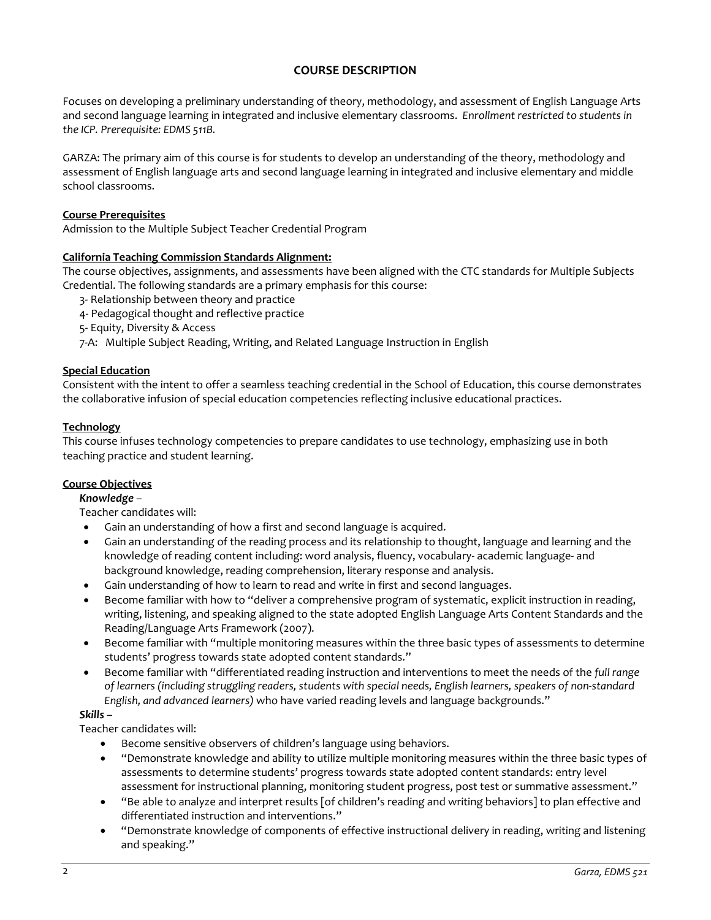## COURSE DESCRIPTION

Focuses on developing a preliminary understanding of theory, methodology, and assessment of English Language Arts and second language learning in integrated and inclusive elementary classrooms. *Enrollment restricted to students in the ICP. Prerequisite: EDMS 511B.*

GARZA: The primary aim of this course is for students to develop an understanding of the theory, methodology and assessment of English language arts and second language learning in integrated and inclusive elementary and middle school classrooms.

**Course Prerequisites**

Admission to the Multiple Subject Teacher Credential Program

**California Teaching Commission Standards Alignment:**

The course objectives, assignments, and assessments have been aligned with the CTC standards for Multiple Subjects Credential. The following standards are a primary emphasis for this course:

3- Relationship between theory and practice
4- Pedagogical thought and reflective practice
5- Equity, Diversity & Access
7-A: Multiple Subject Reading, Writing, and Related Language Instruction in English

**Special Education**

Consistent with the intent to offer a seamless teaching credential in the School of Education, this course demonstrates the collaborative infusion of special education competencies reflecting inclusive educational practices.

**Technology**

This course infuses technology competencies to prepare candidates to use technology, emphasizing use in both teaching practice and student learning.

**Course Objectives**

***Knowledge*** –

Teacher candidates will:

- Gain an understanding of how a first and second language is acquired.
- Gain an understanding of the reading process and its relationship to thought, language and learning and the knowledge of reading content including: word analysis, fluency, vocabulary- academic language- and background knowledge, reading comprehension, literary response and analysis.
- Gain understanding of how to learn to read and write in first and second languages.
- Become familiar with how to "deliver a comprehensive program of systematic, explicit instruction in reading, writing, listening, and speaking aligned to the state adopted English Language Arts Content Standards and the Reading/Language Arts Framework (2007).
- Become familiar with "multiple monitoring measures within the three basic types of assessments to determine students' progress towards state adopted content standards."
- Become familiar with "differentiated reading instruction and interventions to meet the needs of the *full range of learners (including struggling readers, students with special needs, English learners, speakers of non-standard English, and advanced learners)* who have varied reading levels and language backgrounds."

***Skills*** –

Teacher candidates will:

- Become sensitive observers of children's language using behaviors.
- "Demonstrate knowledge and ability to utilize multiple monitoring measures within the three basic types of assessments to determine students' progress towards state adopted content standards: entry level assessment for instructional planning, monitoring student progress, post test or summative assessment."
- "Be able to analyze and interpret results [of children's reading and writing behaviors] to plan effective and differentiated instruction and interventions."
- "Demonstrate knowledge of components of effective instructional delivery in reading, writing and listening and speaking."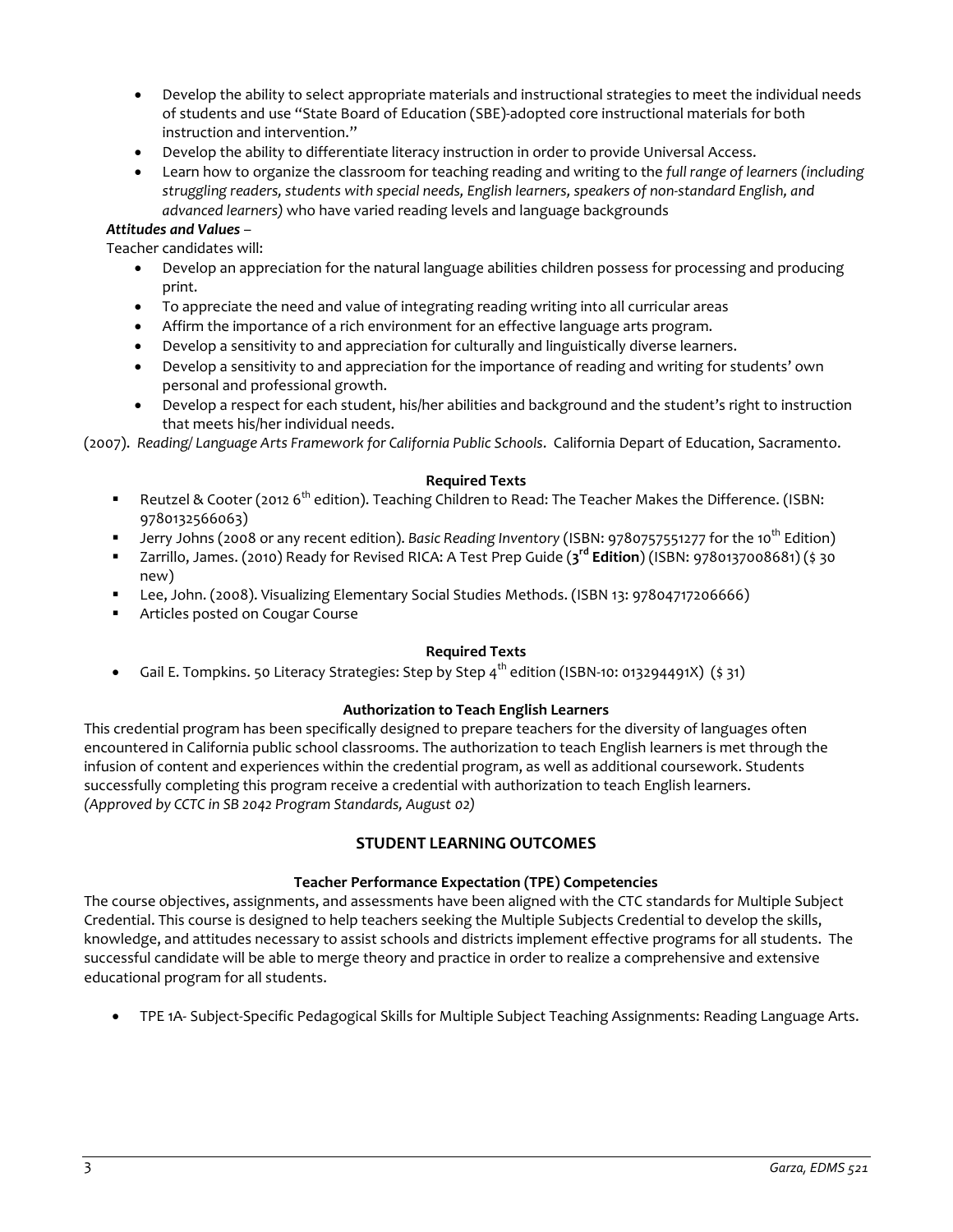- Develop the ability to select appropriate materials and instructional strategies to meet the individual needs of students and use "State Board of Education (SBE)-adopted core instructional materials for both instruction and intervention."
- Develop the ability to differentiate literacy instruction in order to provide Universal Access.
- Learn how to organize the classroom for teaching reading and writing to the *full range of learners (including struggling readers, students with special needs, English learners, speakers of non-standard English, and advanced learners)* who have varied reading levels and language backgrounds

***Attitudes and Values*** –

Teacher candidates will:

- Develop an appreciation for the natural language abilities children possess for processing and producing print.
- To appreciate the need and value of integrating reading writing into all curricular areas
- Affirm the importance of a rich environment for an effective language arts program.
- Develop a sensitivity to and appreciation for culturally and linguistically diverse learners.
- Develop a sensitivity to and appreciation for the importance of reading and writing for students' own personal and professional growth.
- Develop a respect for each student, his/her abilities and background and the student's right to instruction that meets his/her individual needs.

(2007). *Reading/ Language Arts Framework for California Public Schools*. California Depart of Education, Sacramento.

**Required Texts**

- Reutzel & Cooter (2012 6th edition). Teaching Children to Read: The Teacher Makes the Difference. (ISBN: 9780132566063)
- Jerry Johns (2008 or any recent edition). *Basic Reading Inventory* (ISBN: 9780757551277 for the 10th Edition)
- Zarrillo, James. (2010) Ready for Revised RICA: A Test Prep Guide (**3rd Edition**) (ISBN: 9780137008681) ($ 30 new)
- Lee, John. (2008). Visualizing Elementary Social Studies Methods. (ISBN 13: 97804717206666)
- Articles posted on Cougar Course

**Required Texts**

- Gail E. Tompkins. 50 Literacy Strategies: Step by Step 4th edition (ISBN-10: 013294491X) ($ 31)

**Authorization to Teach English Learners**

This credential program has been specifically designed to prepare teachers for the diversity of languages often encountered in California public school classrooms. The authorization to teach English learners is met through the infusion of content and experiences within the credential program, as well as additional coursework. Students successfully completing this program receive a credential with authorization to teach English learners. *(Approved by CCTC in SB 2042 Program Standards, August 02)*

## STUDENT LEARNING OUTCOMES

**Teacher Performance Expectation (TPE) Competencies**

The course objectives, assignments, and assessments have been aligned with the CTC standards for Multiple Subject Credential. This course is designed to help teachers seeking the Multiple Subjects Credential to develop the skills, knowledge, and attitudes necessary to assist schools and districts implement effective programs for all students. The successful candidate will be able to merge theory and practice in order to realize a comprehensive and extensive educational program for all students.

- TPE 1A- Subject-Specific Pedagogical Skills for Multiple Subject Teaching Assignments: Reading Language Arts.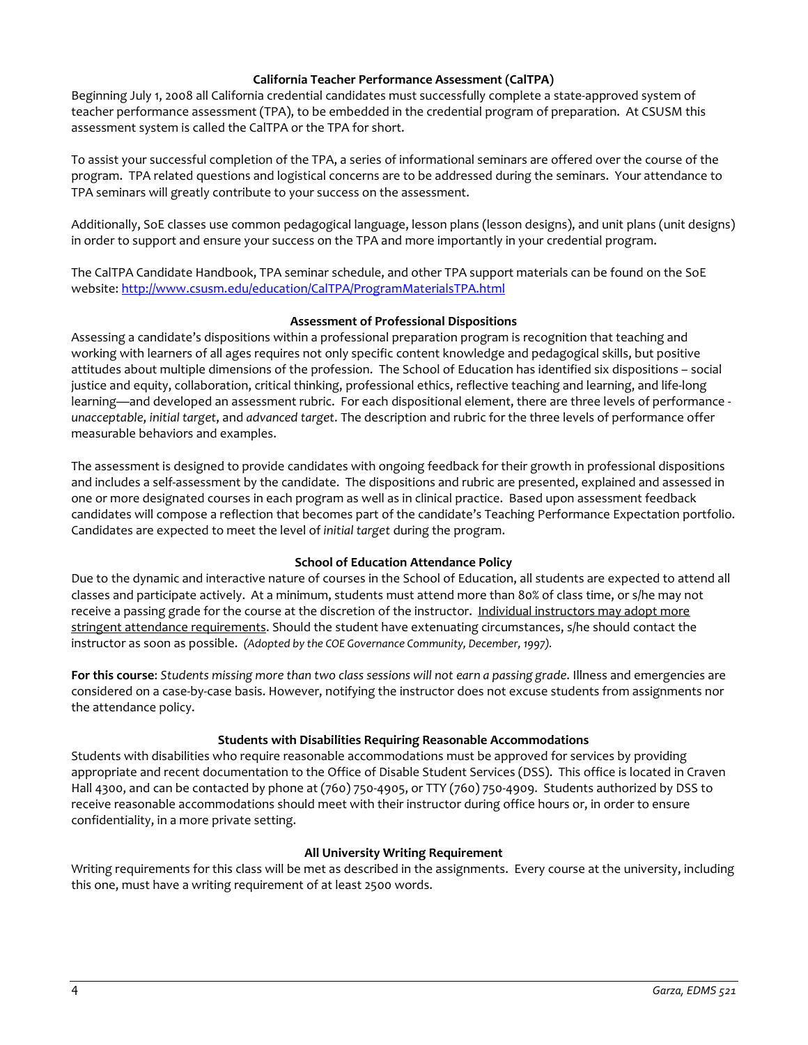### California Teacher Performance Assessment (CalTPA)

Beginning July 1, 2008 all California credential candidates must successfully complete a state-approved system of teacher performance assessment (TPA), to be embedded in the credential program of preparation. At CSUSM this assessment system is called the CalTPA or the TPA for short.

To assist your successful completion of the TPA, a series of informational seminars are offered over the course of the program. TPA related questions and logistical concerns are to be addressed during the seminars. Your attendance to TPA seminars will greatly contribute to your success on the assessment.

Additionally, SoE classes use common pedagogical language, lesson plans (lesson designs), and unit plans (unit designs) in order to support and ensure your success on the TPA and more importantly in your credential program.

The CalTPA Candidate Handbook, TPA seminar schedule, and other TPA support materials can be found on the SoE website: http://www.csusm.edu/education/CalTPA/ProgramMaterialsTPA.html

### Assessment of Professional Dispositions

Assessing a candidate's dispositions within a professional preparation program is recognition that teaching and working with learners of all ages requires not only specific content knowledge and pedagogical skills, but positive attitudes about multiple dimensions of the profession. The School of Education has identified six dispositions – social justice and equity, collaboration, critical thinking, professional ethics, reflective teaching and learning, and life-long learning—and developed an assessment rubric. For each dispositional element, there are three levels of performance - *unacceptable*, *initial target*, and *advanced target*. The description and rubric for the three levels of performance offer measurable behaviors and examples.

The assessment is designed to provide candidates with ongoing feedback for their growth in professional dispositions and includes a self-assessment by the candidate. The dispositions and rubric are presented, explained and assessed in one or more designated courses in each program as well as in clinical practice. Based upon assessment feedback candidates will compose a reflection that becomes part of the candidate's Teaching Performance Expectation portfolio. Candidates are expected to meet the level of *initial target* during the program.

### School of Education Attendance Policy

Due to the dynamic and interactive nature of courses in the School of Education, all students are expected to attend all classes and participate actively. At a minimum, students must attend more than 80% of class time, or s/he may not receive a passing grade for the course at the discretion of the instructor. Individual instructors may adopt more stringent attendance requirements. Should the student have extenuating circumstances, s/he should contact the instructor as soon as possible. *(Adopted by the COE Governance Community, December, 1997).*

**For this course**: *Students missing more than two class sessions will not earn a passing grade.* Illness and emergencies are considered on a case-by-case basis. However, notifying the instructor does not excuse students from assignments nor the attendance policy.

### Students with Disabilities Requiring Reasonable Accommodations

Students with disabilities who require reasonable accommodations must be approved for services by providing appropriate and recent documentation to the Office of Disable Student Services (DSS). This office is located in Craven Hall 4300, and can be contacted by phone at (760) 750-4905, or TTY (760) 750-4909. Students authorized by DSS to receive reasonable accommodations should meet with their instructor during office hours or, in order to ensure confidentiality, in a more private setting.

### All University Writing Requirement

Writing requirements for this class will be met as described in the assignments. Every course at the university, including this one, must have a writing requirement of at least 2500 words.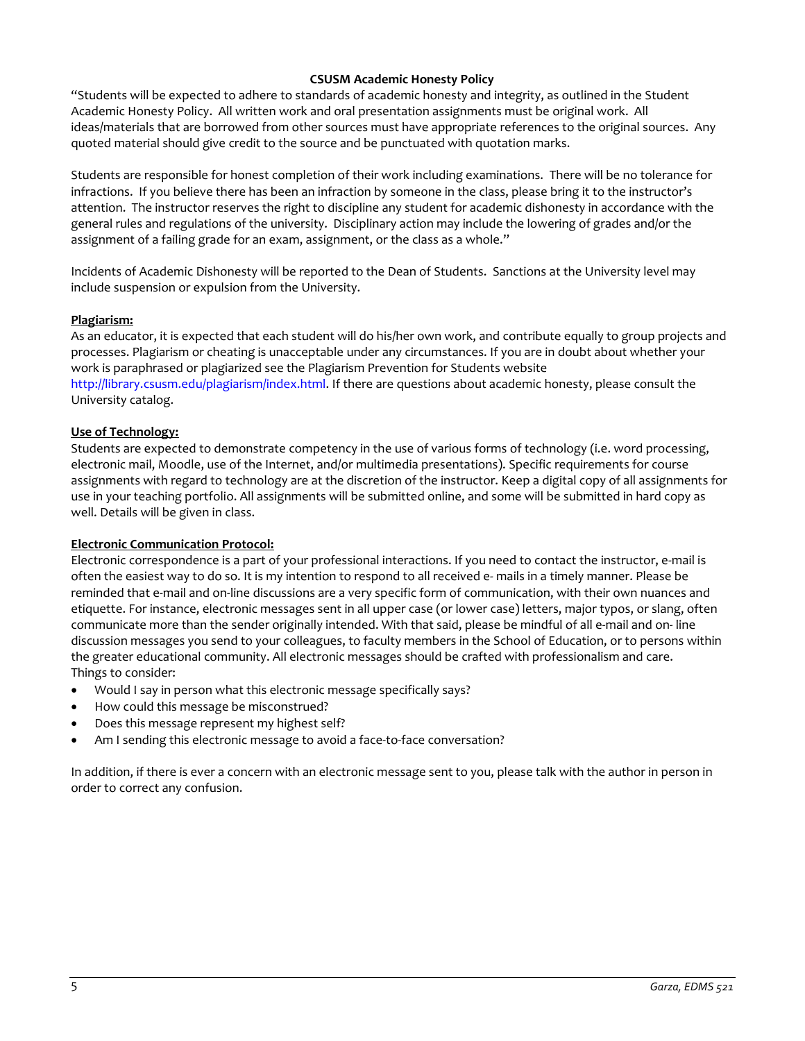## CSUSM Academic Honesty Policy

"Students will be expected to adhere to standards of academic honesty and integrity, as outlined in the Student Academic Honesty Policy. All written work and oral presentation assignments must be original work. All ideas/materials that are borrowed from other sources must have appropriate references to the original sources. Any quoted material should give credit to the source and be punctuated with quotation marks.

Students are responsible for honest completion of their work including examinations. There will be no tolerance for infractions. If you believe there has been an infraction by someone in the class, please bring it to the instructor's attention. The instructor reserves the right to discipline any student for academic dishonesty in accordance with the general rules and regulations of the university. Disciplinary action may include the lowering of grades and/or the assignment of a failing grade for an exam, assignment, or the class as a whole."

Incidents of Academic Dishonesty will be reported to the Dean of Students. Sanctions at the University level may include suspension or expulsion from the University.

### Plagiarism:

As an educator, it is expected that each student will do his/her own work, and contribute equally to group projects and processes. Plagiarism or cheating is unacceptable under any circumstances. If you are in doubt about whether your work is paraphrased or plagiarized see the Plagiarism Prevention for Students website http://library.csusm.edu/plagiarism/index.html. If there are questions about academic honesty, please consult the University catalog.

### Use of Technology:

Students are expected to demonstrate competency in the use of various forms of technology (i.e. word processing, electronic mail, Moodle, use of the Internet, and/or multimedia presentations). Specific requirements for course assignments with regard to technology are at the discretion of the instructor. Keep a digital copy of all assignments for use in your teaching portfolio. All assignments will be submitted online, and some will be submitted in hard copy as well. Details will be given in class.

### Electronic Communication Protocol:

Electronic correspondence is a part of your professional interactions. If you need to contact the instructor, e-mail is often the easiest way to do so. It is my intention to respond to all received e- mails in a timely manner. Please be reminded that e-mail and on-line discussions are a very specific form of communication, with their own nuances and etiquette. For instance, electronic messages sent in all upper case (or lower case) letters, major typos, or slang, often communicate more than the sender originally intended. With that said, please be mindful of all e-mail and on- line discussion messages you send to your colleagues, to faculty members in the School of Education, or to persons within the greater educational community. All electronic messages should be crafted with professionalism and care.
Things to consider:

- Would I say in person what this electronic message specifically says?
- How could this message be misconstrued?
- Does this message represent my highest self?
- Am I sending this electronic message to avoid a face-to-face conversation?

In addition, if there is ever a concern with an electronic message sent to you, please talk with the author in person in order to correct any confusion.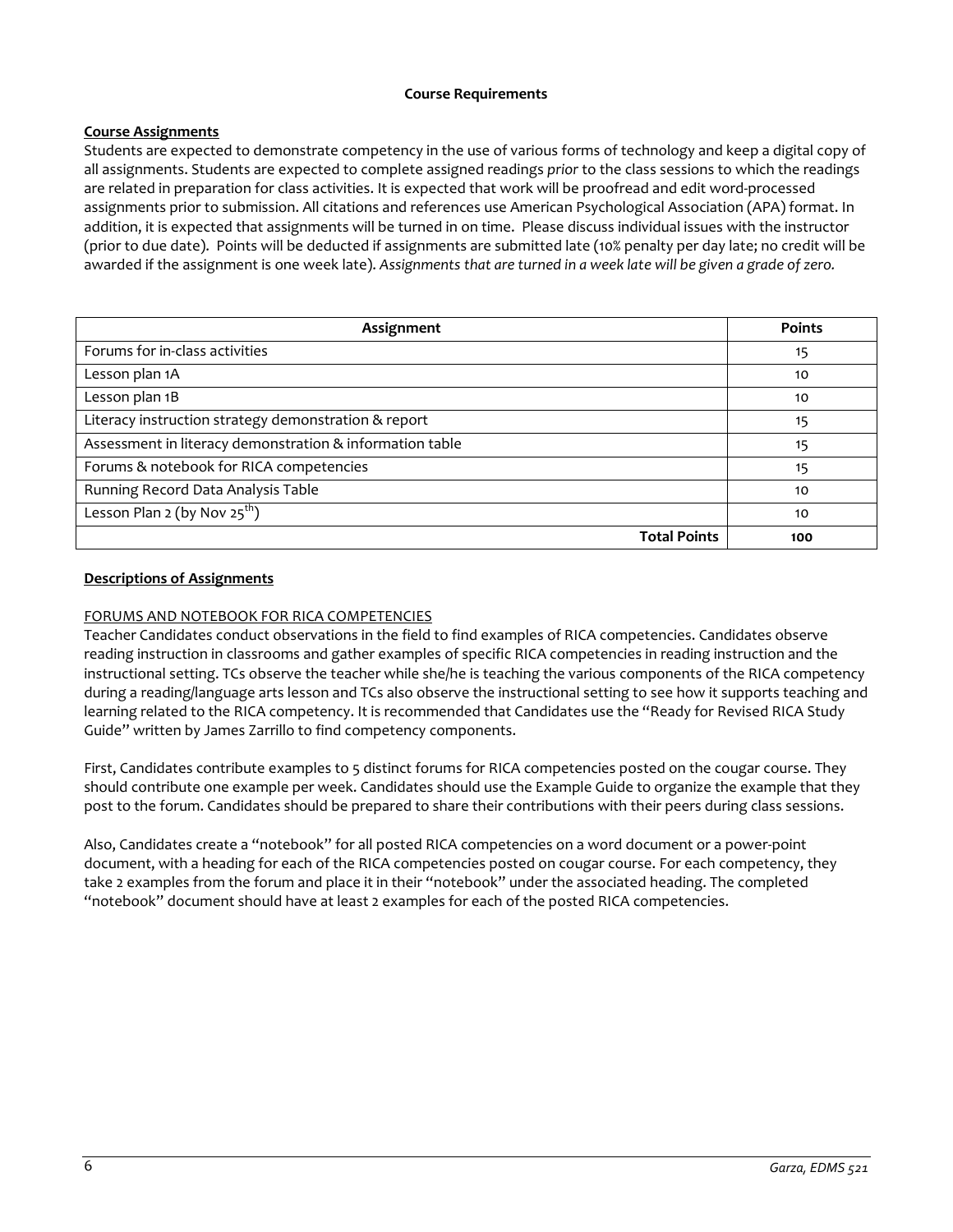## Course Requirements

**Course Assignments**

Students are expected to demonstrate competency in the use of various forms of technology and keep a digital copy of all assignments. Students are expected to complete assigned readings *prior* to the class sessions to which the readings are related in preparation for class activities. It is expected that work will be proofread and edit word-processed assignments prior to submission. All citations and references use American Psychological Association (APA) format. In addition, it is expected that assignments will be turned in on time. Please discuss individual issues with the instructor (prior to due date). Points will be deducted if assignments are submitted late (10% penalty per day late; no credit will be awarded if the assignment is one week late). *Assignments that are turned in a week late will be given a grade of zero.*

| Assignment | Points |
|---|---|
| Forums for in-class activities | 15 |
| Lesson plan 1A | 10 |
| Lesson plan 1B | 10 |
| Literacy instruction strategy demonstration & report | 15 |
| Assessment in literacy demonstration & information table | 15 |
| Forums & notebook for RICA competencies | 15 |
| Running Record Data Analysis Table | 10 |
| Lesson Plan 2 (by Nov 25th) | 10 |
| **Total Points** | **100** |

**Descriptions of Assignments**

FORUMS AND NOTEBOOK FOR RICA COMPETENCIES

Teacher Candidates conduct observations in the field to find examples of RICA competencies. Candidates observe reading instruction in classrooms and gather examples of specific RICA competencies in reading instruction and the instructional setting. TCs observe the teacher while she/he is teaching the various components of the RICA competency during a reading/language arts lesson and TCs also observe the instructional setting to see how it supports teaching and learning related to the RICA competency. It is recommended that Candidates use the "Ready for Revised RICA Study Guide" written by James Zarrillo to find competency components.

First, Candidates contribute examples to 5 distinct forums for RICA competencies posted on the cougar course. They should contribute one example per week. Candidates should use the Example Guide to organize the example that they post to the forum. Candidates should be prepared to share their contributions with their peers during class sessions.

Also, Candidates create a "notebook" for all posted RICA competencies on a word document or a power-point document, with a heading for each of the RICA competencies posted on cougar course. For each competency, they take 2 examples from the forum and place it in their "notebook" under the associated heading. The completed "notebook" document should have at least 2 examples for each of the posted RICA competencies.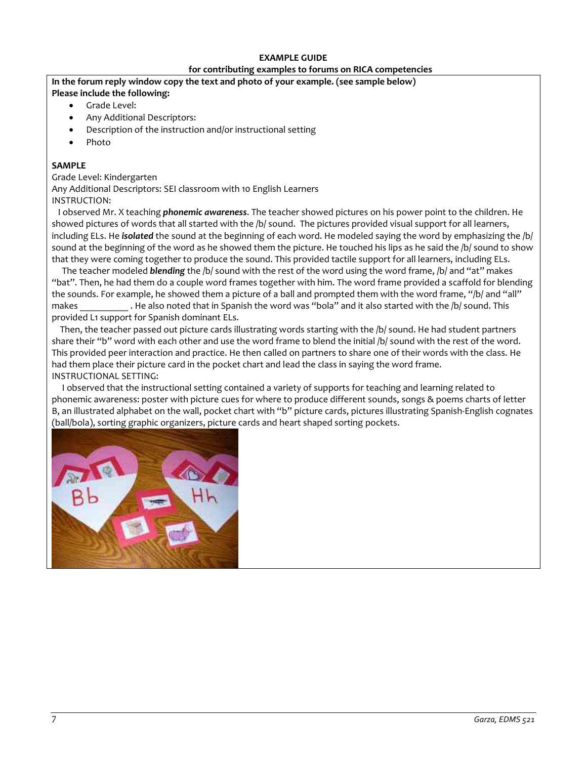**EXAMPLE GUIDE**

**for contributing examples to forums on RICA competencies**

**In the forum reply window copy the text and photo of your example. (see sample below)**

**Please include the following:**

- Grade Level:
- Any Additional Descriptors:
- Description of the instruction and/or instructional setting
- Photo

**SAMPLE**

Grade Level: Kindergarten

Any Additional Descriptors: SEI classroom with 10 English Learners

INSTRUCTION:

I observed Mr. X teaching ***phonemic awareness***. The teacher showed pictures on his power point to the children. He showed pictures of words that all started with the /b/ sound. The pictures provided visual support for all learners, including ELs. He ***isolated*** the sound at the beginning of each word. He modeled saying the word by emphasizing the /b/ sound at the beginning of the word as he showed them the picture. He touched his lips as he said the /b/ sound to show that they were coming together to produce the sound. This provided tactile support for all learners, including ELs.

The teacher modeled ***blending*** the /b/ sound with the rest of the word using the word frame, /b/ and "at" makes "bat". Then, he had them do a couple word frames together with him. The word frame provided a scaffold for blending the sounds. For example, he showed them a picture of a ball and prompted them with the word frame, "/b/ and "all" makes __________ . He also noted that in Spanish the word was "bola" and it also started with the /b/ sound. This provided L1 support for Spanish dominant ELs.

Then, the teacher passed out picture cards illustrating words starting with the /b/ sound. He had student partners share their "b" word with each other and use the word frame to blend the initial /b/ sound with the rest of the word. This provided peer interaction and practice. He then called on partners to share one of their words with the class. He had them place their picture card in the pocket chart and lead the class in saying the word frame.

INSTRUCTIONAL SETTING:

I observed that the instructional setting contained a variety of supports for teaching and learning related to phonemic awareness: poster with picture cues for where to produce different sounds, songs & poems charts of letter B, an illustrated alphabet on the wall, pocket chart with "b" picture cards, pictures illustrating Spanish-English cognates (ball/bola), sorting graphic organizers, picture cards and heart shaped sorting pockets.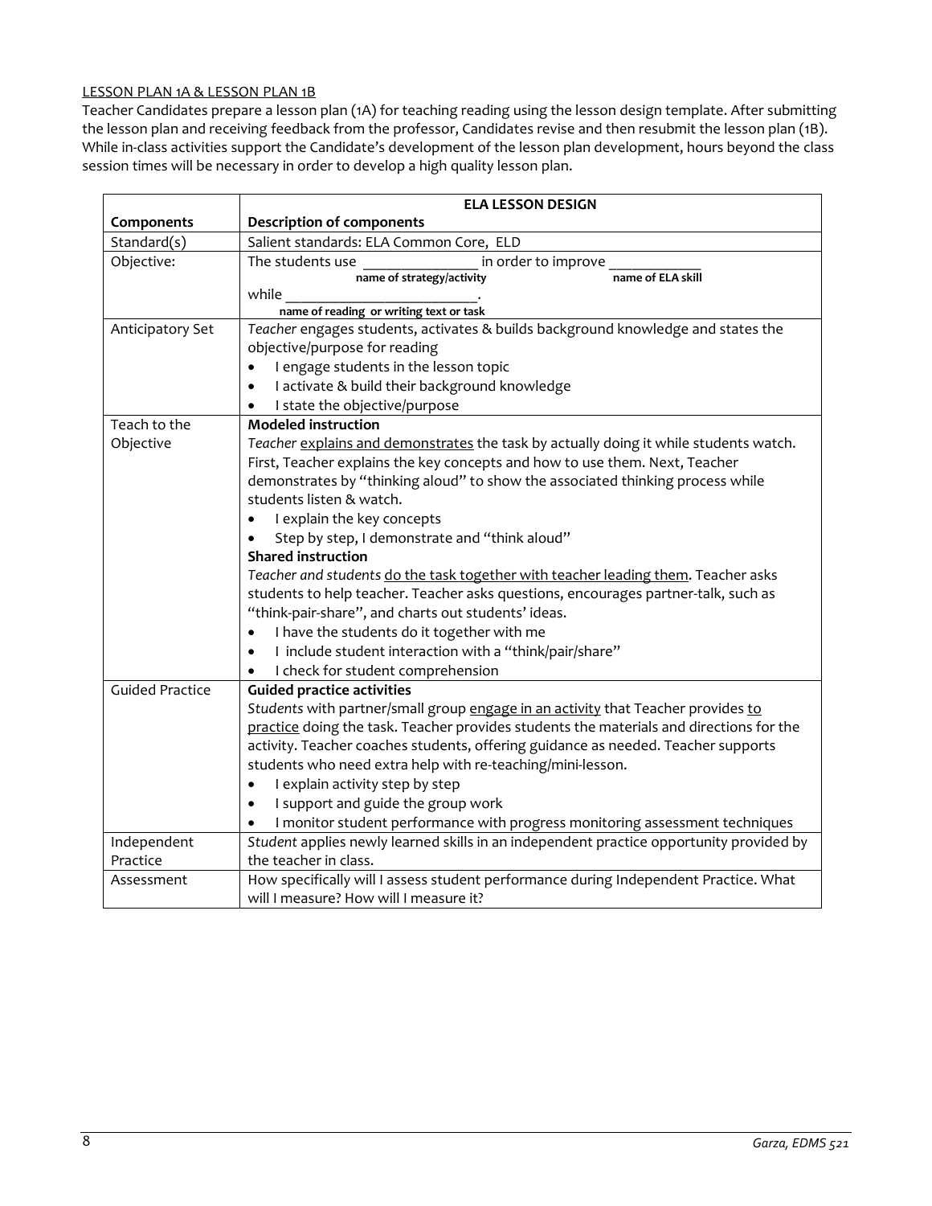LESSON PLAN 1A & LESSON PLAN 1B

Teacher Candidates prepare a lesson plan (1A) for teaching reading using the lesson design template. After submitting the lesson plan and receiving feedback from the professor, Candidates revise and then resubmit the lesson plan (1B). While in-class activities support the Candidate's development of the lesson plan development, hours beyond the class session times will be necessary in order to develop a high quality lesson plan.

| | **ELA LESSON DESIGN** |
|---|---|
| **Components** | **Description of components** |
| Standard(s) | Salient standards: ELA Common Core, ELD |
| Objective: | The students use _______________ (**name of strategy/activity**) in order to improve ____________ (**name of ELA skill**) while _________________________ (**name of reading or writing text or task**). |
| Anticipatory Set | *Teacher* engages students, activates & builds background knowledge and states the objective/purpose for reading<br>• I engage students in the lesson topic<br>• I activate & build their background knowledge<br>• I state the objective/purpose |
| Teach to the Objective | **Modeled instruction**<br>*Teacher* explains and demonstrates the task by actually doing it while students watch. First, Teacher explains the key concepts and how to use them. Next, Teacher demonstrates by "thinking aloud" to show the associated thinking process while students listen & watch.<br>• I explain the key concepts<br>• Step by step, I demonstrate and "think aloud"<br>**Shared instruction**<br>*Teacher and students* do the task together with teacher leading them. Teacher asks students to help teacher. Teacher asks questions, encourages partner-talk, such as "think-pair-share", and charts out students' ideas.<br>• I have the students do it together with me<br>• I include student interaction with a "think/pair/share"<br>• I check for student comprehension |
| Guided Practice | **Guided practice activities**<br>*Students* with partner/small group engage in an activity that Teacher provides to practice doing the task. Teacher provides students the materials and directions for the activity. Teacher coaches students, offering guidance as needed. Teacher supports students who need extra help with re-teaching/mini-lesson.<br>• I explain activity step by step<br>• I support and guide the group work<br>• I monitor student performance with progress monitoring assessment techniques |
| Independent Practice | *Student* applies newly learned skills in an independent practice opportunity provided by the teacher in class. |
| Assessment | How specifically will I assess student performance during Independent Practice. What will I measure? How will I measure it? |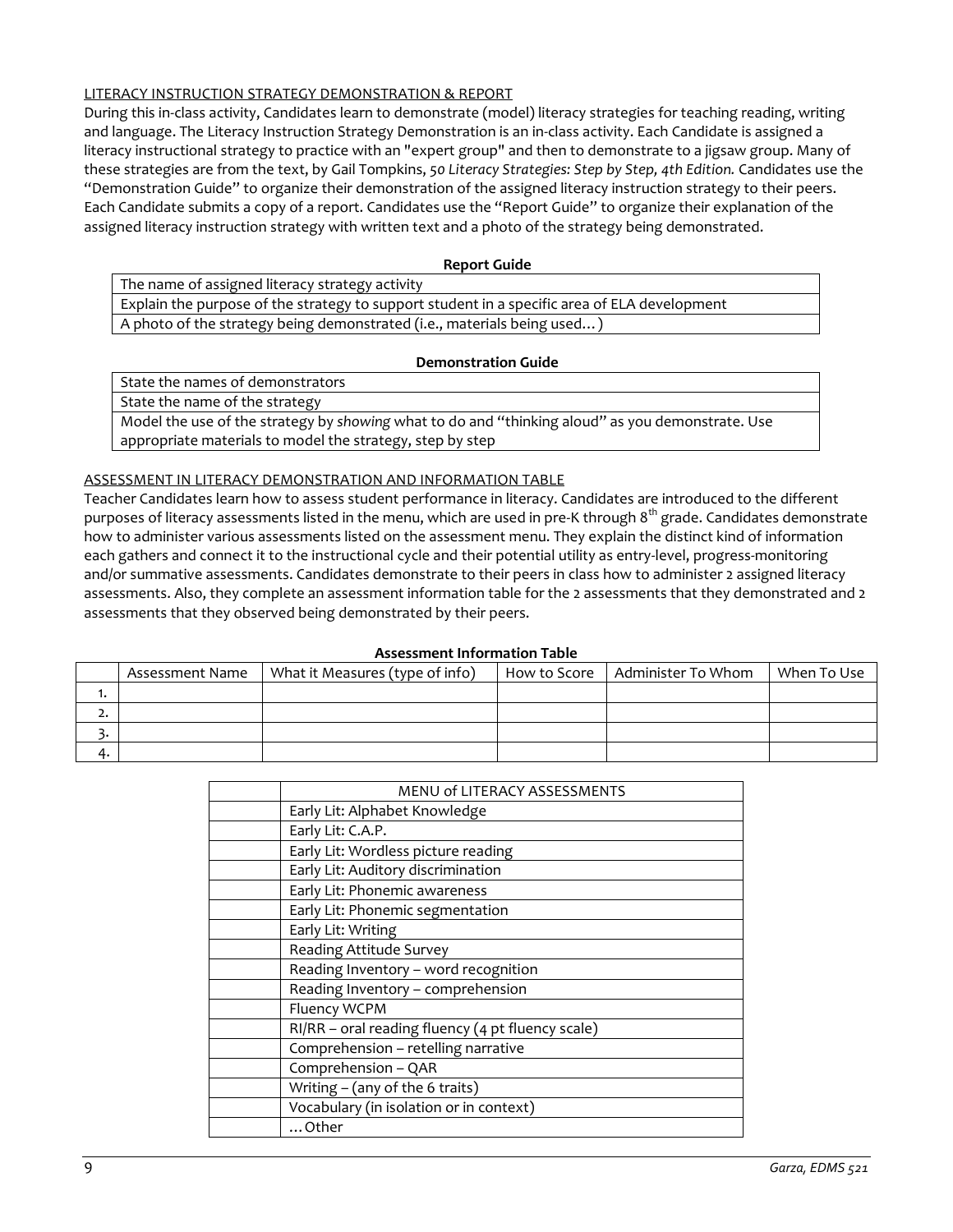LITERACY INSTRUCTION STRATEGY DEMONSTRATION & REPORT

During this in-class activity, Candidates learn to demonstrate (model) literacy strategies for teaching reading, writing and language. The Literacy Instruction Strategy Demonstration is an in-class activity. Each Candidate is assigned a literacy instructional strategy to practice with an "expert group" and then to demonstrate to a jigsaw group. Many of these strategies are from the text, by Gail Tompkins, *50 Literacy Strategies: Step by Step, 4th Edition.* Candidates use the "Demonstration Guide" to organize their demonstration of the assigned literacy instruction strategy to their peers. Each Candidate submits a copy of a report. Candidates use the "Report Guide" to organize their explanation of the assigned literacy instruction strategy with written text and a photo of the strategy being demonstrated.

| Report Guide |
|---|
| The name of assigned literacy strategy activity |
| Explain the purpose of the strategy to support student in a specific area of ELA development |
| A photo of the strategy being demonstrated (i.e., materials being used…) |

| Demonstration Guide |
|---|
| State the names of demonstrators |
| State the name of the strategy |
| Model the use of the strategy by *showing* what to do and "thinking aloud" as you demonstrate. Use appropriate materials to model the strategy, step by step |

ASSESSMENT IN LITERACY DEMONSTRATION AND INFORMATION TABLE

Teacher Candidates learn how to assess student performance in literacy. Candidates are introduced to the different purposes of literacy assessments listed in the menu, which are used in pre-K through 8th grade. Candidates demonstrate how to administer various assessments listed on the assessment menu. They explain the distinct kind of information each gathers and connect it to the instructional cycle and their potential utility as entry-level, progress-monitoring and/or summative assessments. Candidates demonstrate to their peers in class how to administer 2 assigned literacy assessments. Also, they complete an assessment information table for the 2 assessments that they demonstrated and 2 assessments that they observed being demonstrated by their peers.

**Assessment Information Table**

| | Assessment Name | What it Measures (type of info) | How to Score | Administer To Whom | When To Use |
|---|---|---|---|---|---|
| 1. | | | | | |
| 2. | | | | | |
| 3. | | | | | |
| 4. | | | | | |

| | MENU of LITERACY ASSESSMENTS |
|---|---|
| | Early Lit: Alphabet Knowledge |
| | Early Lit: C.A.P. |
| | Early Lit: Wordless picture reading |
| | Early Lit: Auditory discrimination |
| | Early Lit: Phonemic awareness |
| | Early Lit: Phonemic segmentation |
| | Early Lit: Writing |
| | Reading Attitude Survey |
| | Reading Inventory – word recognition |
| | Reading Inventory – comprehension |
| | Fluency WCPM |
| | RI/RR – oral reading fluency (4 pt fluency scale) |
| | Comprehension – retelling narrative |
| | Comprehension – QAR |
| | Writing – (any of the 6 traits) |
| | Vocabulary (in isolation or in context) |
| | …Other |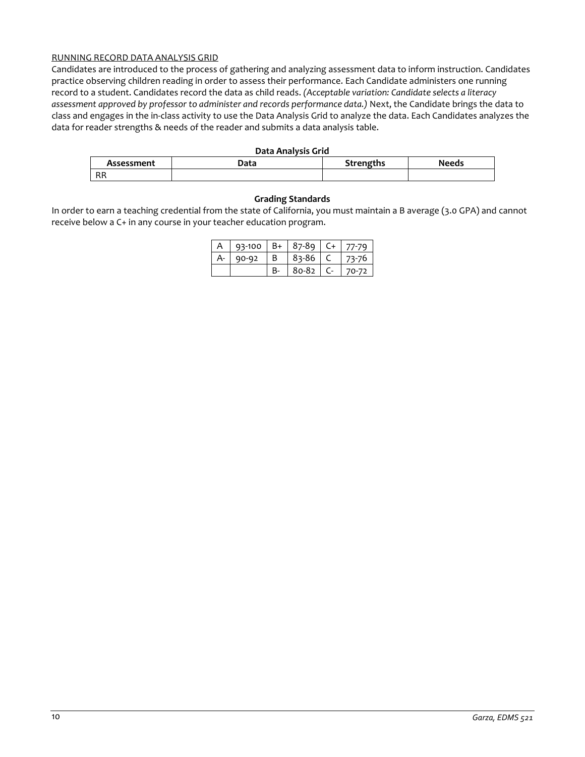RUNNING RECORD DATA ANALYSIS GRID

Candidates are introduced to the process of gathering and analyzing assessment data to inform instruction. Candidates practice observing children reading in order to assess their performance. Each Candidate administers one running record to a student. Candidates record the data as child reads. *(Acceptable variation: Candidate selects a literacy assessment approved by professor to administer and records performance data.)* Next, the Candidate brings the data to class and engages in the in-class activity to use the Data Analysis Grid to analyze the data. Each Candidates analyzes the data for reader strengths & needs of the reader and submits a data analysis table.

**Data Analysis Grid**

| Assessment | Data | Strengths | Needs |
|---|---|---|---|
| RR | | | |

**Grading Standards**

In order to earn a teaching credential from the state of California, you must maintain a B average (3.0 GPA) and cannot receive below a C+ in any course in your teacher education program.

| A | 93-100 | B+ | 87-89 | C+ | 77-79 |
|---|---|---|---|---|---|
| A- | 90-92 | B | 83-86 | C | 73-76 |
| | | B- | 80-82 | C- | 70-72 |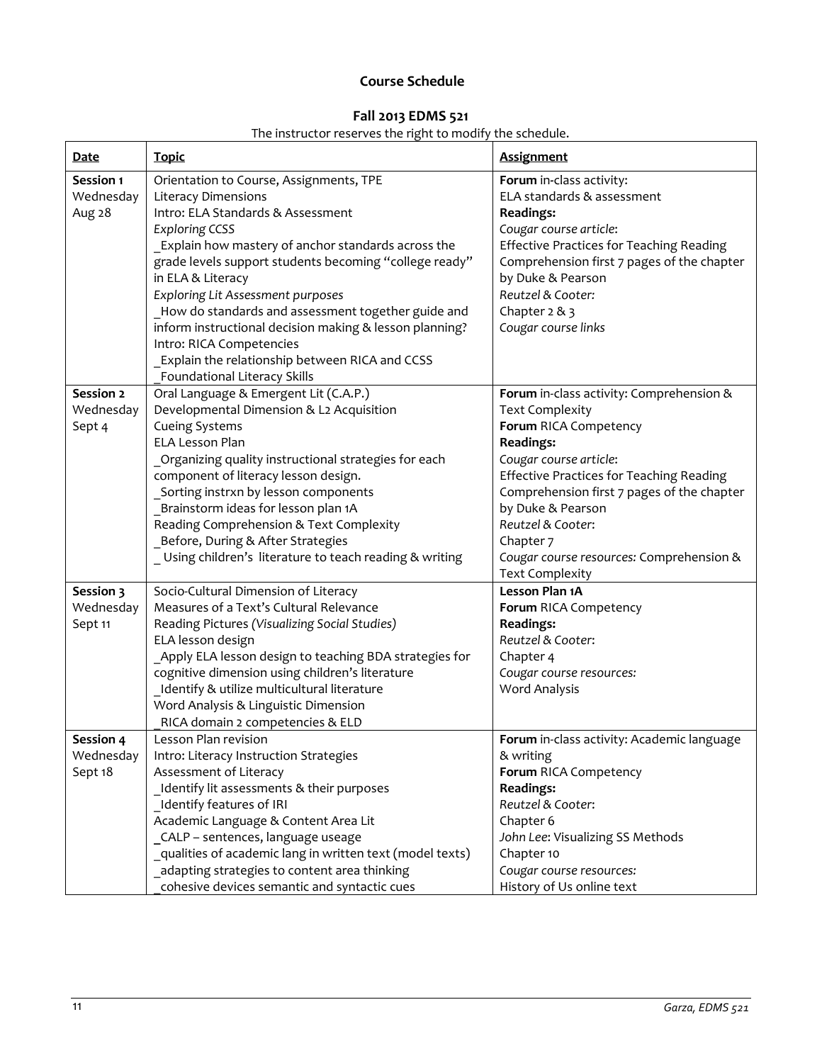# Course Schedule

## Fall 2013 EDMS 521

The instructor reserves the right to modify the schedule.

| Date | Topic | Assignment |
|---|---|---|
| **Session 1** Wednesday Aug 28 | Orientation to Course, Assignments, TPE<br>Literacy Dimensions<br>Intro: ELA Standards & Assessment<br>*Exploring CCSS*<br>_Explain how mastery of anchor standards across the grade levels support students becoming "college ready" in ELA & Literacy<br>*Exploring Lit Assessment purposes*<br>_How do standards and assessment together guide and inform instructional decision making & lesson planning?<br>Intro: RICA Competencies<br>_Explain the relationship between RICA and CCSS<br>_Foundational Literacy Skills | **Forum** in-class activity:<br>ELA standards & assessment<br>**Readings:**<br>*Cougar course article*:<br>Effective Practices for Teaching Reading Comprehension first 7 pages of the chapter by Duke & Pearson<br>*Reutzel & Cooter:*<br>Chapter 2 & 3<br>*Cougar course links* |
| **Session 2** Wednesday Sept 4 | Oral Language & Emergent Lit (C.A.P.)<br>Developmental Dimension & L2 Acquisition<br>Cueing Systems<br>ELA Lesson Plan<br>_Organizing quality instructional strategies for each component of literacy lesson design.<br>_Sorting instrxn by lesson components<br>_Brainstorm ideas for lesson plan 1A<br>Reading Comprehension & Text Complexity<br>_Before, During & After Strategies<br>_ Using children's literature to teach reading & writing | **Forum** in-class activity: Comprehension & Text Complexity<br>**Forum** RICA Competency<br>**Readings:**<br>*Cougar course article*:<br>Effective Practices for Teaching Reading Comprehension first 7 pages of the chapter by Duke & Pearson<br>*Reutzel & Cooter*:<br>Chapter 7<br>*Cougar course resources:* Comprehension & Text Complexity |
| **Session 3** Wednesday Sept 11 | Socio-Cultural Dimension of Literacy<br>Measures of a Text's Cultural Relevance<br>Reading Pictures *(Visualizing Social Studies)*<br>ELA lesson design<br>_Apply ELA lesson design to teaching BDA strategies for cognitive dimension using children's literature<br>_Identify & utilize multicultural literature<br>Word Analysis & Linguistic Dimension<br>_RICA domain 2 competencies & ELD | **Lesson Plan 1A**<br>**Forum** RICA Competency<br>**Readings:**<br>*Reutzel & Cooter*:<br>Chapter 4<br>*Cougar course resources:*<br>Word Analysis |
| **Session 4** Wednesday Sept 18 | Lesson Plan revision<br>Intro: Literacy Instruction Strategies<br>Assessment of Literacy<br>_Identify lit assessments & their purposes<br>_Identify features of IRI<br>Academic Language & Content Area Lit<br>_CALP – sentences, language useage<br>_qualities of academic lang in written text (model texts)<br>_adapting strategies to content area thinking<br>_cohesive devices semantic and syntactic cues | **Forum** in-class activity: Academic language & writing<br>**Forum** RICA Competency<br>**Readings:**<br>*Reutzel & Cooter*:<br>Chapter 6<br>*John Lee*: Visualizing SS Methods<br>Chapter 10<br>*Cougar course resources:*<br>History of Us online text |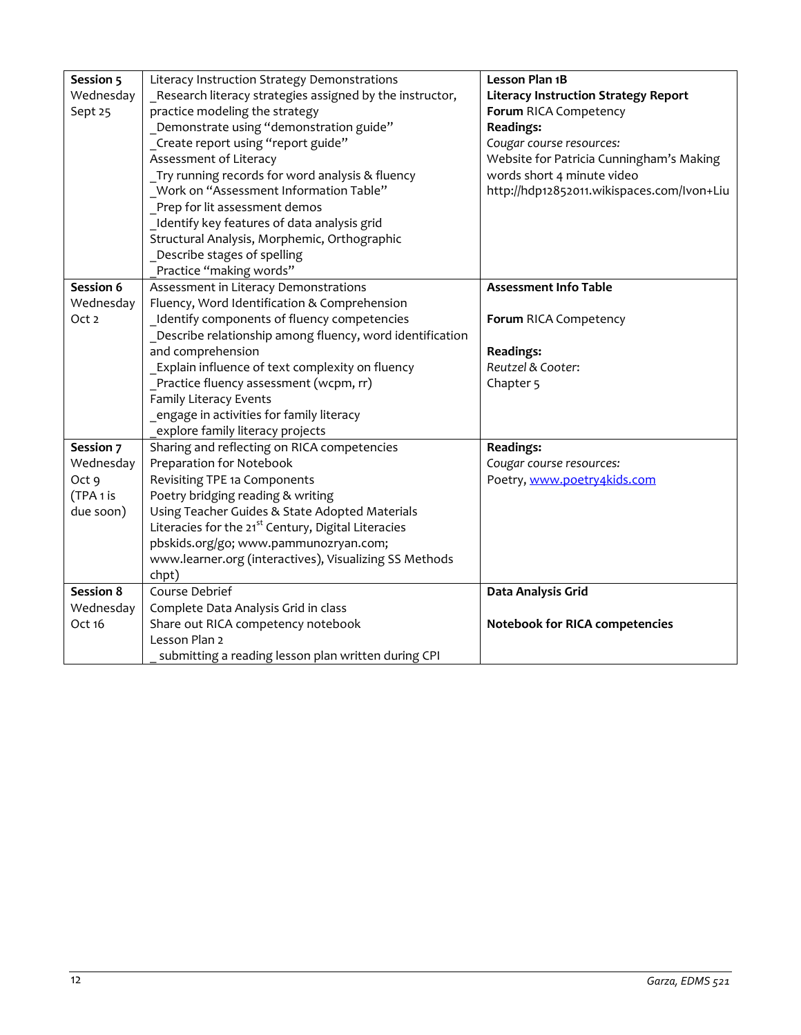| | | |
|---|---|---|
| **Session 5** Wednesday Sept 25 | Literacy Instruction Strategy Demonstrations<br>_Research literacy strategies assigned by the instructor, practice modeling the strategy<br>_Demonstrate using "demonstration guide"<br>_Create report using "report guide"<br>Assessment of Literacy<br>_Try running records for word analysis & fluency<br>_Work on "Assessment Information Table"<br>_Prep for lit assessment demos<br>_Identify key features of data analysis grid<br>Structural Analysis, Morphemic, Orthographic<br>_Describe stages of spelling<br>_Practice "making words" | **Lesson Plan 1B**<br>**Literacy Instruction Strategy Report**<br>**Forum** RICA Competency<br>**Readings:**<br>*Cougar course resources:*<br>Website for Patricia Cunningham's Making words short 4 minute video<br>http://hdp12852011.wikispaces.com/Ivon+Liu |
| **Session 6** Wednesday Oct 2 | Assessment in Literacy Demonstrations<br>Fluency, Word Identification & Comprehension<br>_Identify components of fluency competencies<br>_Describe relationship among fluency, word identification and comprehension<br>_Explain influence of text complexity on fluency<br>_Practice fluency assessment (wcpm, rr)<br>Family Literacy Events<br>_engage in activities for family literacy<br>_explore family literacy projects | **Assessment Info Table**<br><br>**Forum** RICA Competency<br><br>**Readings:**<br>*Reutzel & Cooter:*<br>Chapter 5 |
| **Session 7** Wednesday Oct 9 (TPA 1 is due soon) | Sharing and reflecting on RICA competencies<br>Preparation for Notebook<br>Revisiting TPE 1a Components<br>Poetry bridging reading & writing<br>Using Teacher Guides & State Adopted Materials<br>Literacies for the 21st Century, Digital Literacies<br>pbskids.org/go; www.pammunozryan.com;<br>www.learner.org (interactives), Visualizing SS Methods chpt) | **Readings:**<br>*Cougar course resources:*<br>Poetry, www.poetry4kids.com |
| **Session 8** Wednesday Oct 16 | Course Debrief<br>Complete Data Analysis Grid in class<br>Share out RICA competency notebook<br>Lesson Plan 2<br>_ submitting a reading lesson plan written during CPI | **Data Analysis Grid**<br><br>**Notebook for RICA competencies** |